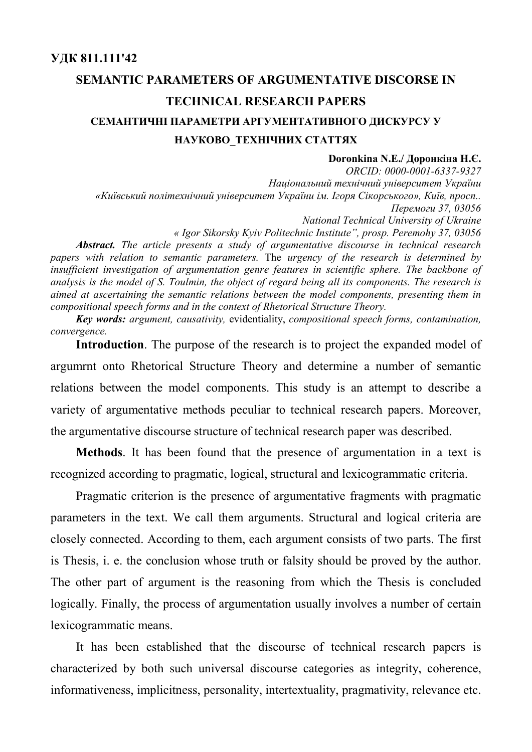**УДК 811.111'42**

# SEMANTIC PARAMETERS OF ARGUMENTATIVE DISCOURSE IN TECHNICAL RESEARCH PAPERS

## СЕМАНТИЧНІ ПАРАМЕТРИ АРГУМЕНТАТИВНОГО ДИСКУРСУ У НАУКОВО_ТЕХНІЧНИХ СТАТТЯХ

**Doronkina N.E./ Доронкіна Н.Є.**

*ORCID: 0000-0001-6337-9327*

*Національний технічний університет України «Київський політехнічний університет України ім. Ігоря Сікорського», Київ, просп.. Перемоги 37, 03056*

*National Technical University of Ukraine « Igor Sikorsky Kyiv Politechnic Institute", prosp. Peremohy 37, 03056*

***Abstract.*** *The article presents a study of argumentative discourse in technical research papers with relation to semantic parameters.* The *urgency of the research is determined by insufficient investigation of argumentation genre features in scientific sphere. The backbone of analysis is the model of S. Toulmin, the object of regard being all its components. The research is aimed at ascertaining the semantic relations between the model components, presenting them in compositional speech forms and in the context of Rhetorical Structure Theory.*

***Key words:*** *argument, causativity,* evidentiality, *compositional speech forms, contamination, convergence.*

**Introduction**. The purpose of the research is to project the expanded model of argumrnt onto Rhetorical Structure Theory and determine a number of semantic relations between the model components. This study is an attempt to describe a variety of argumentative methods peculiar to technical research papers. Moreover, the argumentative discourse structure of technical research paper was described.

**Methods**. It has been found that the presence of argumentation in a text is recognized according to pragmatic, logical, structural and lexicogrammatic criteria.

Pragmatic criterion is the presence of argumentative fragments with pragmatic parameters in the text. We call them arguments. Structural and logical criteria are closely connected. According to them, each argument consists of two parts. The first is Thesis, i. e. the conclusion whose truth or falsity should be proved by the author. The other part of argument is the reasoning from which the Thesis is concluded logically. Finally, the process of argumentation usualy involves a number of certain lexicogrammatic means.

It has been established that the discourse of technical research papers is characterized by both such universal discourse categories as integrity, coherence, informativeness, implicitness, personality, intertextuality, pragmativity, relevance etc.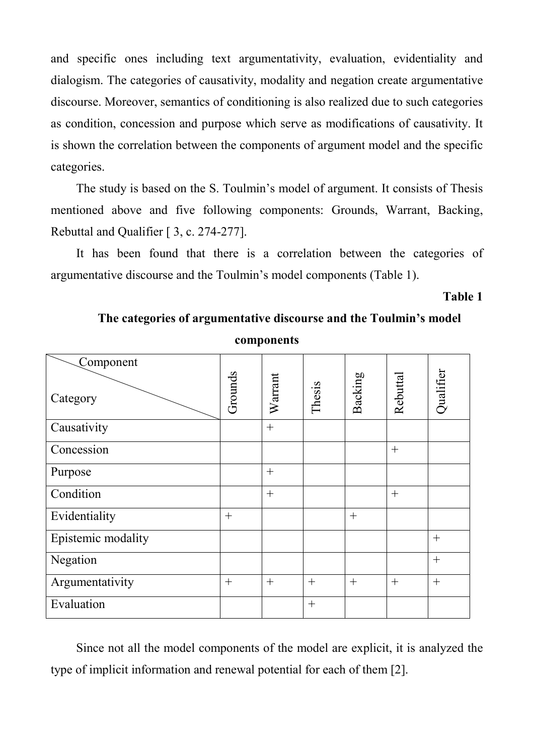and specific ones including text argumentativity, evaluation, evidentiality and dialogism. The categories of causativity, modality and negation create argumentative discourse. Moreover, semantics of conditioning is also realized due to such categories as condition, concession and purpose which serve as modifications of causativity. It is shown the correlation between the components of argument model and the specific categories.

The study is based on the S. Toulmin's model of argument. It consists of Thesis mentioned above and five following components: Grounds, Warrant, Backing, Rebuttal and Qualifier [ 3, c. 274-277].

It has been found that there is a correlation between the categories of argumentative discourse and the Toulmin's model components (Table 1).

**Table 1**

**The categories of argumentative discourse and the Toulmin's model components**

| Category \ Component | Grounds | Warrant | Thesis | Backing | Rebuttal | Qualifier |
|---|---|---|---|---|---|---|
| Causativity | | + | | | | |
| Concession | | | | | + | |
| Purpose | | + | | | | |
| Condition | | + | | | + | |
| Evidentiality | + | | | + | | |
| Epistemic modality | | | | | | + |
| Negation | | | | | | + |
| Argumentativity | + | + | + | + | + | + |
| Evaluation | | | + | | | |

Since not all the model components of the model are explicit, it is analyzed the type of implicit information and renewal potential for each of them [2].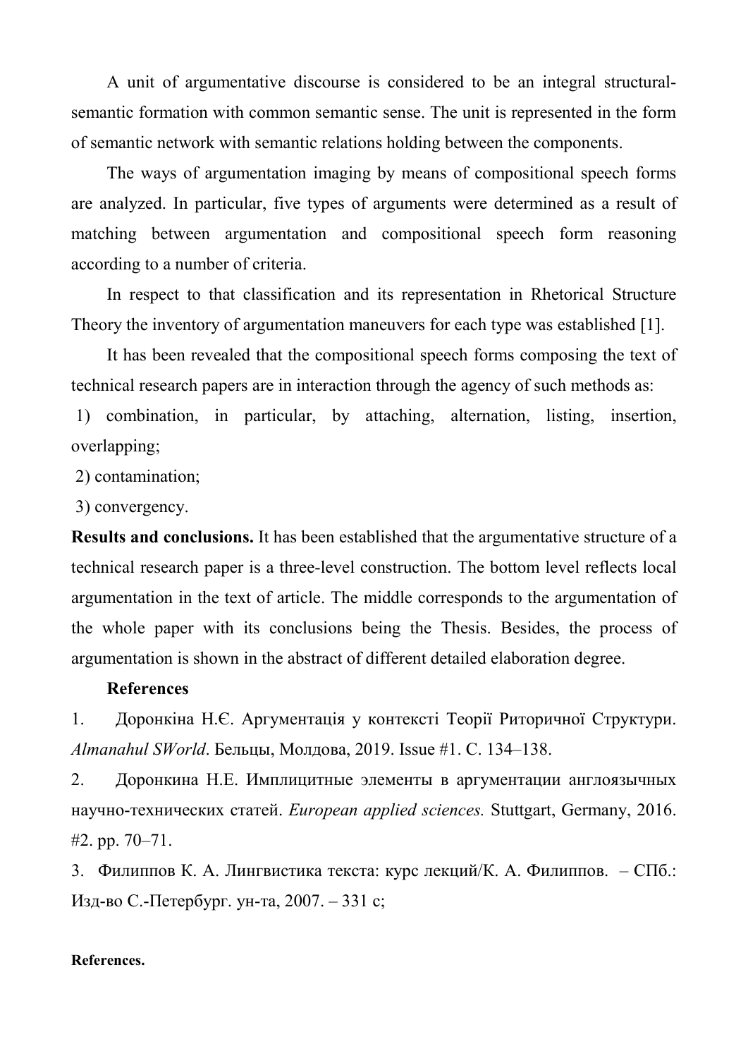A unit of argumentative discourse is considered to be an integral structural-semantic formation with common semantic sense. The unit is represented in the form of semantic network with semantic relations holding between the components.

The ways of argumentation imaging by means of compositional speech forms are analyzed. In particular, five types of arguments were determined as a result of matching between argumentation and compositional speech form reasoning according to a number of criteria.

In respect to that classification and its representation in Rhetorical Structure Theory the inventory of argumentation maneuvers for each type was established [1].

It has been revealed that the compositional speech forms composing the text of technical research papers are in interaction through the agency of such methods as:

1) combination, in particular, by attaching, alternation, listing, insertion, overlapping;
2) contamination;
3) convergency.

**Results and conclusions.** It has been established that the argumentative structure of a technical research paper is a three-level construction. The bottom level reflects local argumentation in the text of article. The middle corresponds to the argumentation of the whole paper with its conclusions being the Thesis. Besides, the process of argumentation is shown in the abstract of different detailed elaboration degree.

**References**

1. Доронкіна Н.Є. Аргументація у контексті Теорії Риторичної Структури. *Almanahul SWorld*. Бельцы, Молдова, 2019. Issue #1. С. 134–138.
2. Доронкина Н.Е. Имплицитные элементы в аргументации англоязычных научно-технических статей. *European applied sciences.* Stuttgart, Germany, 2016. #2. pp. 70–71.
3. Филиппов К. А. Лингвистика текста: курс лекций/К. А. Филиппов. – СПб.: Изд-во С.-Петербург. ун-та, 2007. – 331 с;

**References.**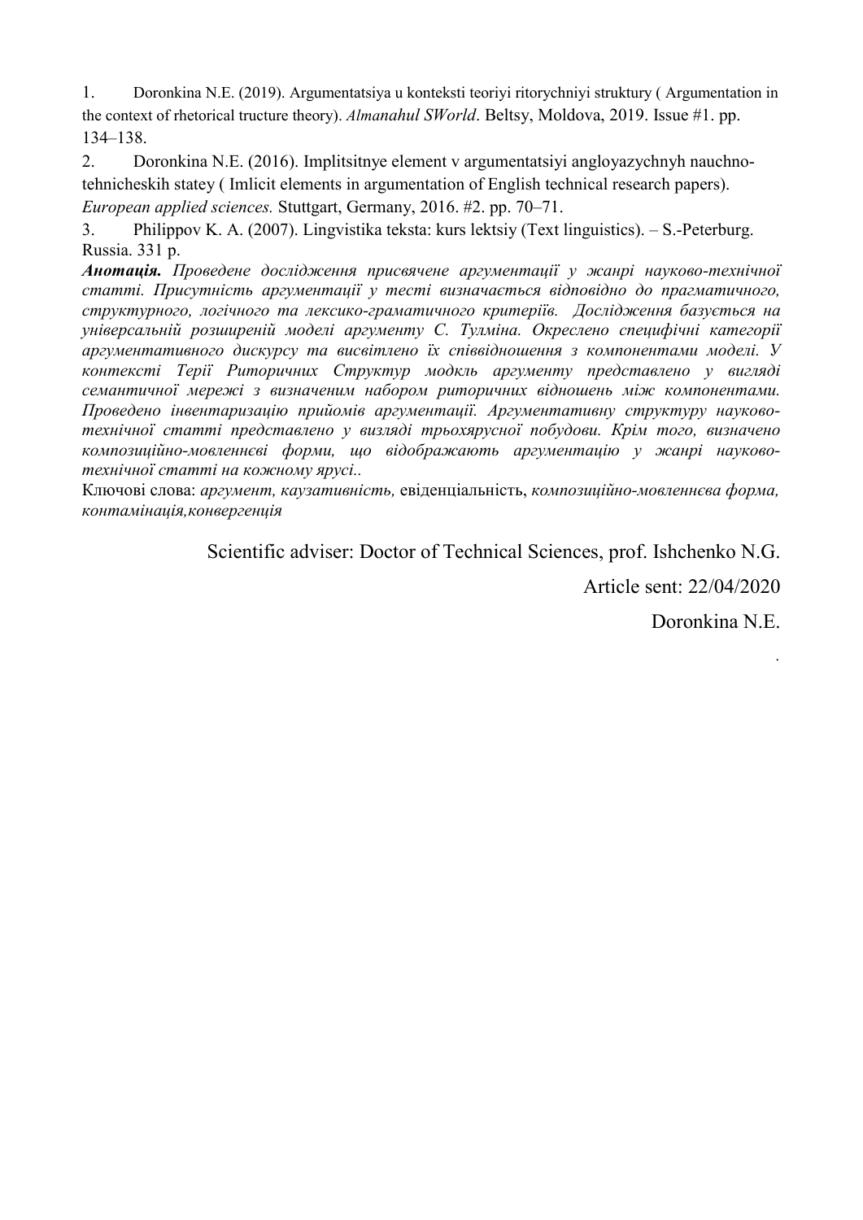1. Doronkina N.E. (2019). Argumentatsiya u konteksti teoriyi ritorychniyi struktury ( Argumentation in the context of rhetorical tructure theory). *Almanahul SWorld*. Beltsy, Moldova, 2019. Issue #1. pp. 134–138.
2. Doronkina N.E. (2016). Implitsitnye element v argumentatsiyi angloyazychnyh nauchno-tehnicheskih statey ( Imlicit elements in argumentation of English technical research papers). *European applied sciences.* Stuttgart, Germany, 2016. #2. pp. 70–71.
3. Philippov K. A. (2007). Lingvistika teksta: kurs lektsiy (Text linguistics). – S.-Peterburg. Russia. 331 p.

***Анотація.*** *Проведене дослідження присвячене аргументації у жанрі науково-технічної статті. Присутність аргументації у тесті визначається відповідно до прагматичного, структурного, логічного та лексико-граматичного критеріїв. Дослідження базується на універсальній розширеній моделі аргументу С. Тулміна. Окреслено специфічні категорії аргументативного дискурсу та висвітлено їх співвідношення з компонентами моделі. У контексті Терії Риторичних Структур модкль аргументу представлено у вигляді семантичної мережі з визначеним набором риторичних відношень між компонентами. Проведено інвентаризацію прийомів аргументації. Аргументативну структуру науково-технічної статті представлено у визляді трьохярусної побудови. Крім того, визначено композиційно-мовленнєві форми, що відображають аргументацію у жанрі науково-технічної статті на кожному ярусі..*

Ключові слова: *аргумент, каузативність,* евіденціальність, *композиційно-мовленнєва форма, контамінація,конвергенція*

Scientific adviser: Doctor of Technical Sciences, prof. Ishchenko N.G.

Article sent: 22/04/2020

Doronkina N.E.